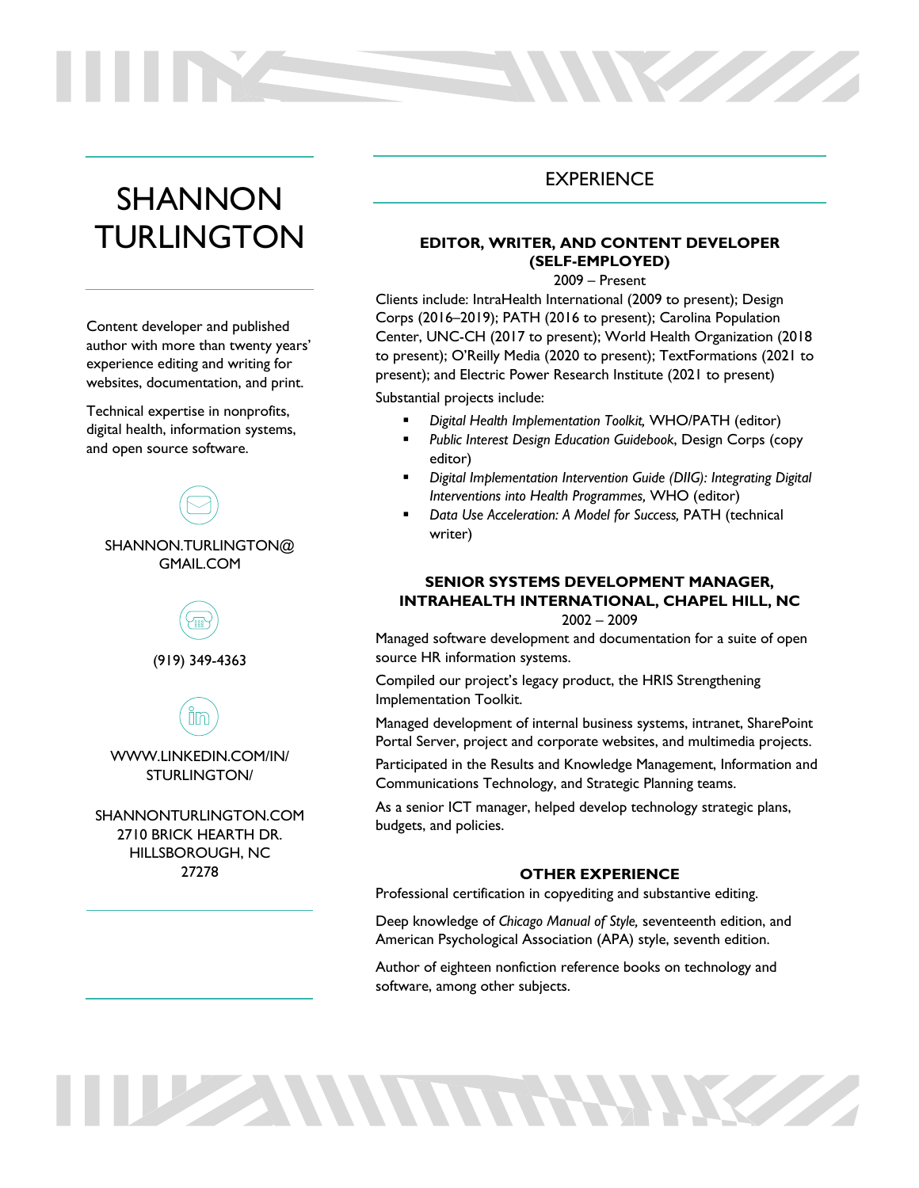# SHANNON TURLINGTON

Content developer and published author with more than twenty years' experience editing and writing for websites, documentation, and print.

Technical expertise in nonprofits, digital health, information systems, and open source software.

SHANNON.TURLINGTON@GMAIL.COM

(919) 349-4363

WWW.LINKEDIN.COM/IN/STURLINGTON/

SHANNONTURLINGTON.COM
2710 BRICK HEARTH DR.
HILLSBOROUGH, NC
27278

## EXPERIENCE

### EDITOR, WRITER, AND CONTENT DEVELOPER (SELF-EMPLOYED)

2009 – Present

Clients include: IntraHealth International (2009 to present); Design Corps (2016–2019); PATH (2016 to present); Carolina Population Center, UNC-CH (2017 to present); World Health Organization (2018 to present); O'Reilly Media (2020 to present); TextFormations (2021 to present); and Electric Power Research Institute (2021 to present)

Substantial projects include:

- *Digital Health Implementation Toolkit,* WHO/PATH (editor)
- *Public Interest Design Education Guidebook*, Design Corps (copy editor)
- *Digital Implementation Intervention Guide (DIIG): Integrating Digital Interventions into Health Programmes,* WHO (editor)
- *Data Use Acceleration: A Model for Success,* PATH (technical writer)

### SENIOR SYSTEMS DEVELOPMENT MANAGER, INTRAHEALTH INTERNATIONAL, CHAPEL HILL, NC

2002 – 2009

Managed software development and documentation for a suite of open source HR information systems.

Compiled our project's legacy product, the HRIS Strengthening Implementation Toolkit.

Managed development of internal business systems, intranet, SharePoint Portal Server, project and corporate websites, and multimedia projects.

Participated in the Results and Knowledge Management, Information and Communications Technology, and Strategic Planning teams.

As a senior ICT manager, helped develop technology strategic plans, budgets, and policies.

### OTHER EXPERIENCE

Professional certification in copyediting and substantive editing.

Deep knowledge of *Chicago Manual of Style,* seventeenth edition, and American Psychological Association (APA) style, seventh edition.

Author of eighteen nonfiction reference books on technology and software, among other subjects.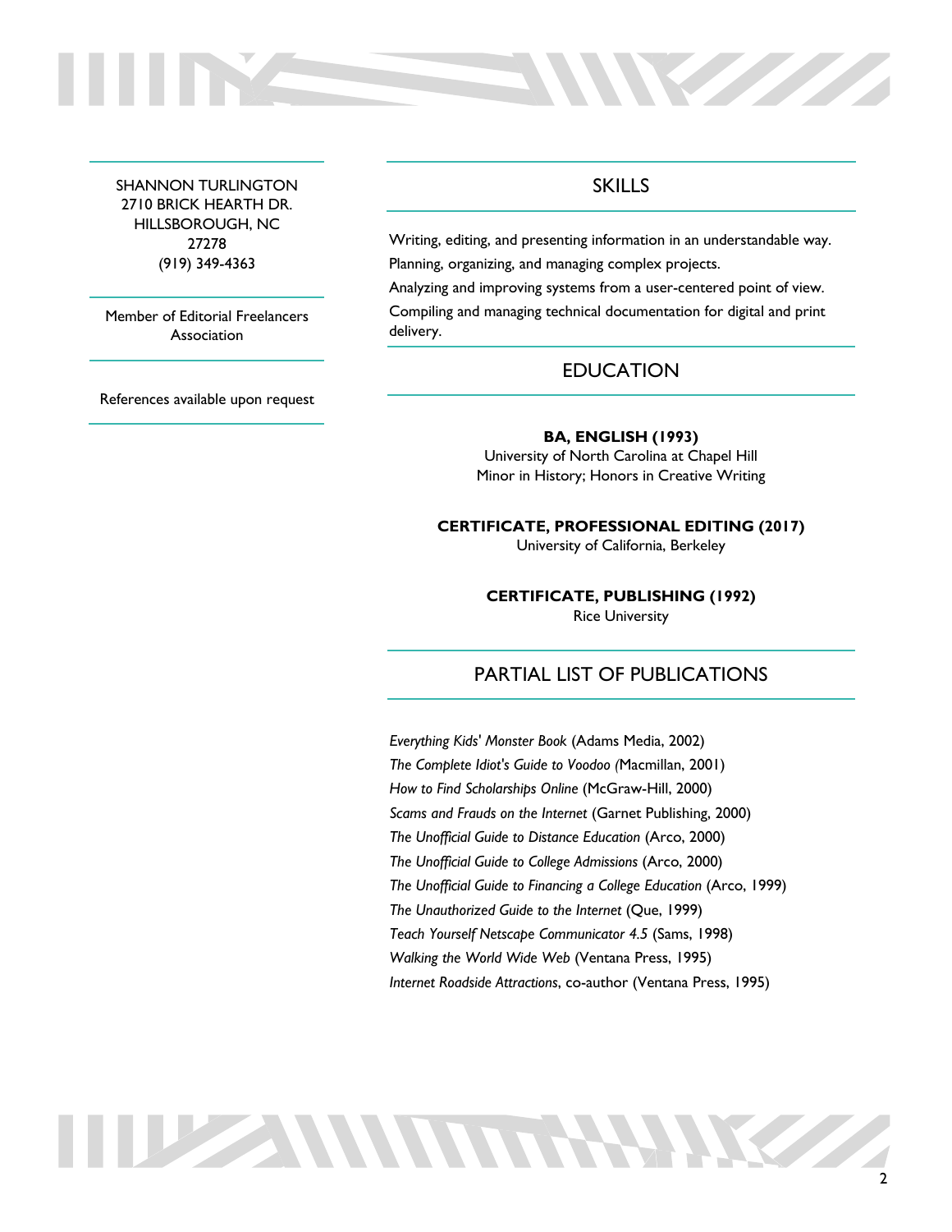SHANNON TURLINGTON
2710 BRICK HEARTH DR.
HILLSBOROUGH, NC
27278
(919) 349-4363

Member of Editorial Freelancers Association

References available upon request

## SKILLS

Writing, editing, and presenting information in an understandable way.
Planning, organizing, and managing complex projects.
Analyzing and improving systems from a user-centered point of view.
Compiling and managing technical documentation for digital and print delivery.

## EDUCATION

**BA, ENGLISH (1993)**
University of North Carolina at Chapel Hill
Minor in History; Honors in Creative Writing

**CERTIFICATE, PROFESSIONAL EDITING (2017)**
University of California, Berkeley

**CERTIFICATE, PUBLISHING (1992)**
Rice University

## PARTIAL LIST OF PUBLICATIONS

*Everything Kids' Monster Book* (Adams Media, 2002)
*The Complete Idiot's Guide to Voodoo (*Macmillan, 2001)
*How to Find Scholarships Online* (McGraw-Hill, 2000)
*Scams and Frauds on the Internet* (Garnet Publishing, 2000)
*The Unofficial Guide to Distance Education* (Arco, 2000)
*The Unofficial Guide to College Admissions* (Arco, 2000)
*The Unofficial Guide to Financing a College Education* (Arco, 1999)
*The Unauthorized Guide to the Internet* (Que, 1999)
*Teach Yourself Netscape Communicator 4.5* (Sams, 1998)
*Walking the World Wide Web* (Ventana Press, 1995)
*Internet Roadside Attractions*, co-author (Ventana Press, 1995)